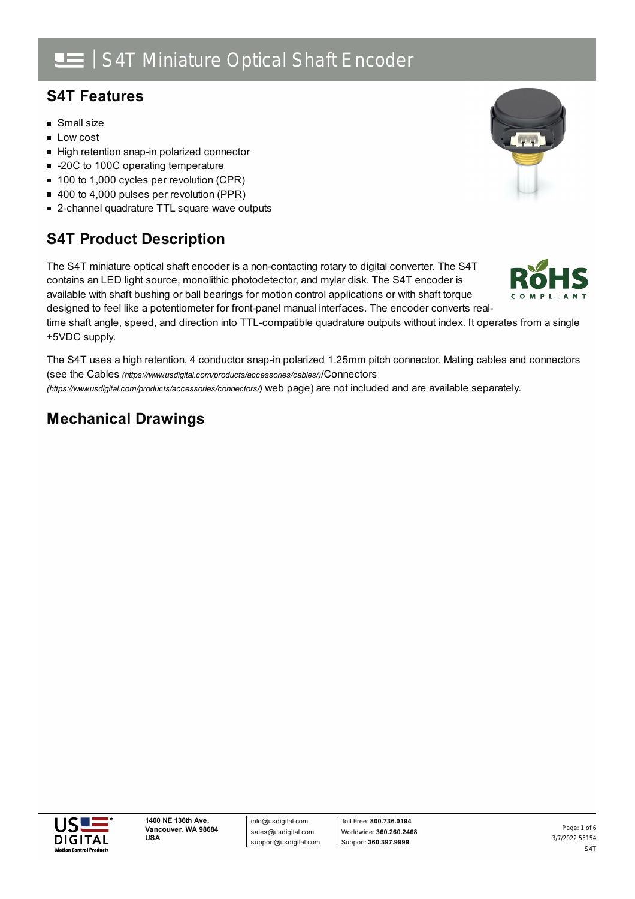# S4T Miniature Optical Shaft Encoder

## S4T Features

- Small size
- Low cost
- High retention snap-in polarized connector
- -20C to 100C operating temperature
- 100 to 1,000 cycles per revolution (CPR)
- 400 to 4,000 pulses per revolution (PPR)
- 2-channel quadrature TTL square wave outputs

## S4T Product Description

The S4T miniature optical shaft encoder is a non-contacting rotary to digital converter. The S4T contains an LED light source, monolithic photodetector, and mylar disk. The S4T encoder is available with shaft bushing or ball bearings for motion control applications or with shaft torque designed to feel like a potentiometer for front-panel manual interfaces. The encoder converts real-time shaft angle, speed, and direction into TTL-compatible quadrature outputs without index. It operates from a single +5VDC supply.

The S4T uses a high retention, 4 conductor snap-in polarized 1.25mm pitch connector. Mating cables and connectors (see the Cables *(https://www.usdigital.com/products/accessories/cables/)*/Connectors *(https://www.usdigital.com/products/accessories/connectors/)* web page) are not included and are available separately.

## Mechanical Drawings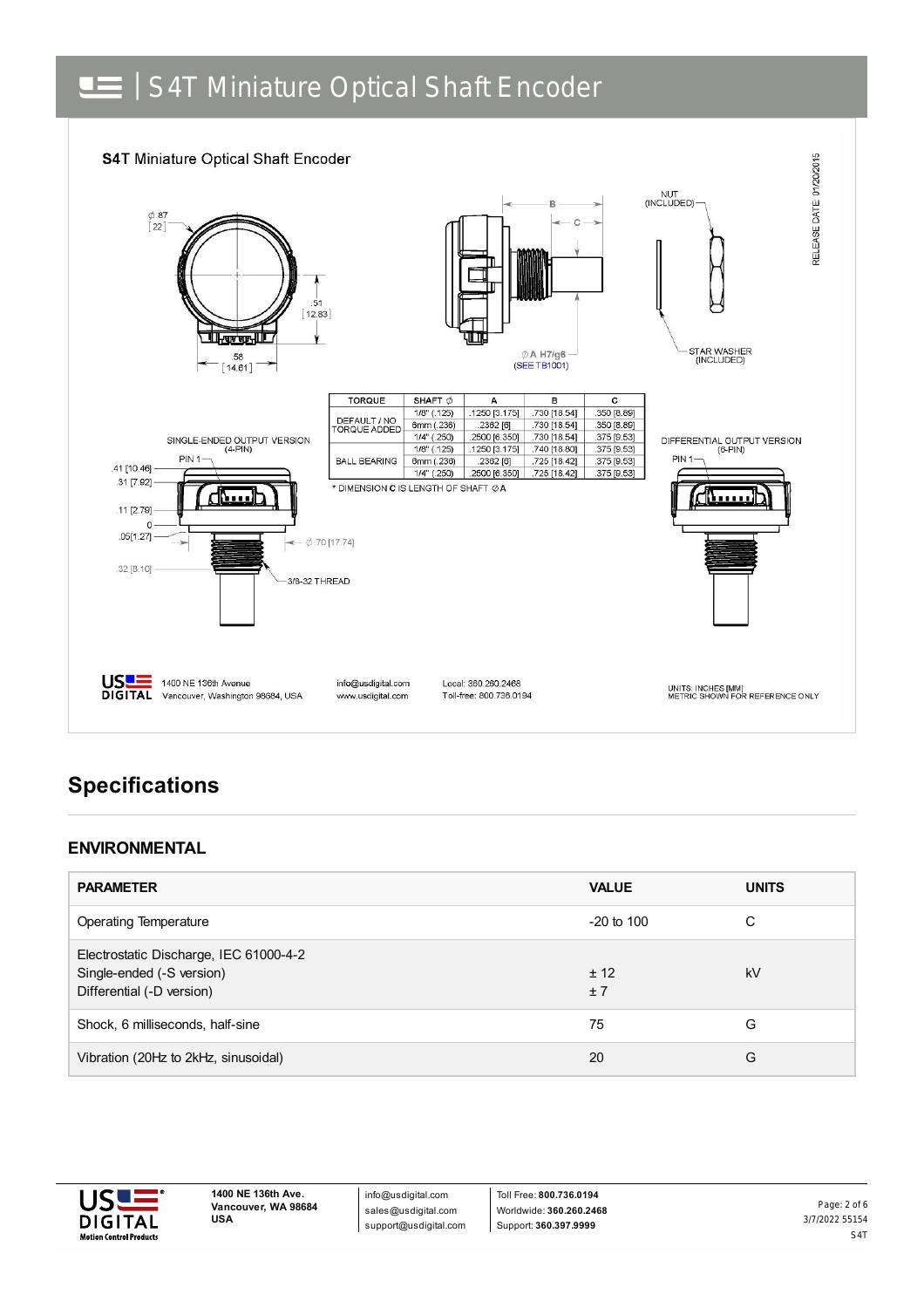# S4T Miniature Optical Shaft Encoder

**S4T** Miniature Optical Shaft Encoder

ϕ .87 [22]

.51 [12.83]

.58 [14.61]

B

C

NUT (INCLUDED)

STAR WASHER (INCLUDED)

ϕA H7/g6 (SEE TB1001)

RELEASE DATE: 01/20/2015

| TORQUE | SHAFT ϕ | A | B | C |
|---|---|---|---|---|
| DEFAULT / NO TORQUE ADDED | 1/8" (.125) | .1250 [3.175] | .730 [18.54] | .350 [8.89] |
| | 6mm (.236) | .2362 [6] | .730 [18.54] | .350 [8.89] |
| | 1/4" (.250) | .2500 [6.350] | .730 [18.54] | .375 [9.53] |
| BALL BEARING | 1/8" (.125) | .1250 [3.175] | .740 [18.80] | .375 [9.53] |
| | 6mm (.236) | .2362 [6] | .725 [18.42] | .375 [9.53] |
| | 1/4" (.250) | .2500 [6.350] | .725 [18.42] | .375 [9.53] |

* DIMENSION **C** IS LENGTH OF SHAFT ϕA

SINGLE-ENDED OUTPUT VERSION (4-PIN)

PIN 1

.41 [10.46]

.31 [7.92]

.11 [2.79]

0

.05[1.27]

.32 [8.10]

ϕ .70 [17.74]

3/8-32 THREAD

DIFFERENTIAL OUTPUT VERSION (6-PIN)

PIN 1

1400 NE 136th Avenue
Vancouver, Washington 98684, USA

info@usdigital.com
www.usdigital.com

Local: 360.260.2468
Toll-free: 800.736.0194

UNITS: INCHES [MM]
METRIC SHOWN FOR REFERENCE ONLY

## Specifications

### ENVIRONMENTAL

| PARAMETER | VALUE | UNITS |
|---|---|---|
| Operating Temperature | -20 to 100 | C |
| Electrostatic Discharge, IEC 61000-4-2<br>Single-ended (-S version)<br>Differential (-D version) | <br>± 12<br>± 7 | kV |
| Shock, 6 milliseconds, half-sine | 75 | G |
| Vibration (20Hz to 2kHz, sinusoidal) | 20 | G |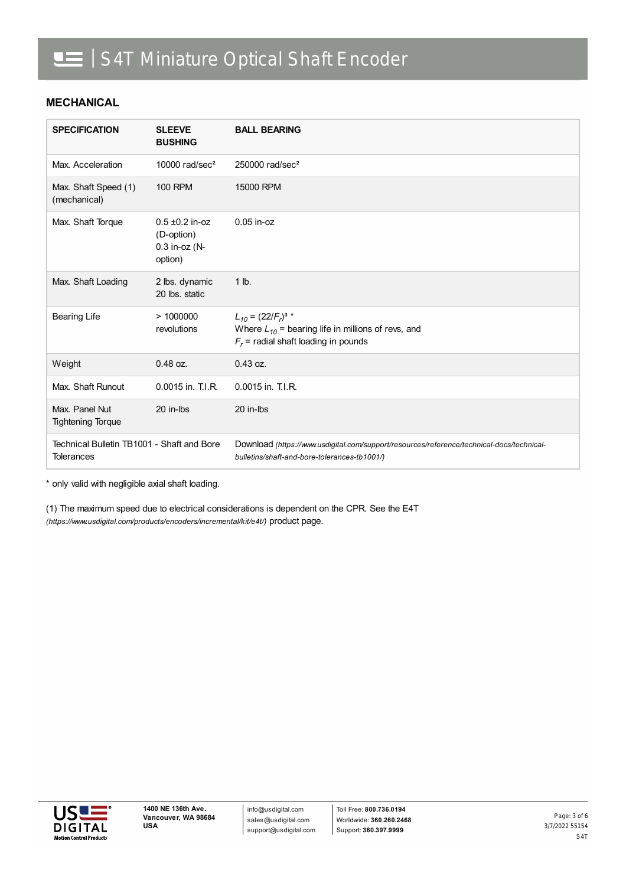## MECHANICAL

| SPECIFICATION | SLEEVE BUSHING | BALL BEARING |
|---|---|---|
| Max. Acceleration | 10000 rad/sec² | 250000 rad/sec² |
| Max. Shaft Speed (1) (mechanical) | 100 RPM | 15000 RPM |
| Max. Shaft Torque | 0.5 ±0.2 in-oz (D-option) 0.3 in-oz (N-option) | 0.05 in-oz |
| Max. Shaft Loading | 2 lbs. dynamic 20 lbs. static | 1 lb. |
| Bearing Life | > 1000000 revolutions | $L_{10} = (22/F_r)^3$ * Where $L_{10}$ = bearing life in millions of revs, and $F_r$ = radial shaft loading in pounds |
| Weight | 0.48 oz. | 0.43 oz. |
| Max. Shaft Runout | 0.0015 in. T.I.R. | 0.0015 in. T.I.R. |
| Max. Panel Nut Tightening Torque | 20 in-lbs | 20 in-lbs |
| Technical Bulletin TB1001 - Shaft and Bore Tolerances | | Download *(https://www.usdigital.com/support/resources/reference/technical-docs/technical-bulletins/shaft-and-bore-tolerances-tb1001/)* |

* only valid with negligible axial shaft loading.

(1) The maximum speed due to electrical considerations is dependent on the CPR. See the E4T *(https://www.usdigital.com/products/encoders/incremental/kit/e4t/)* product page.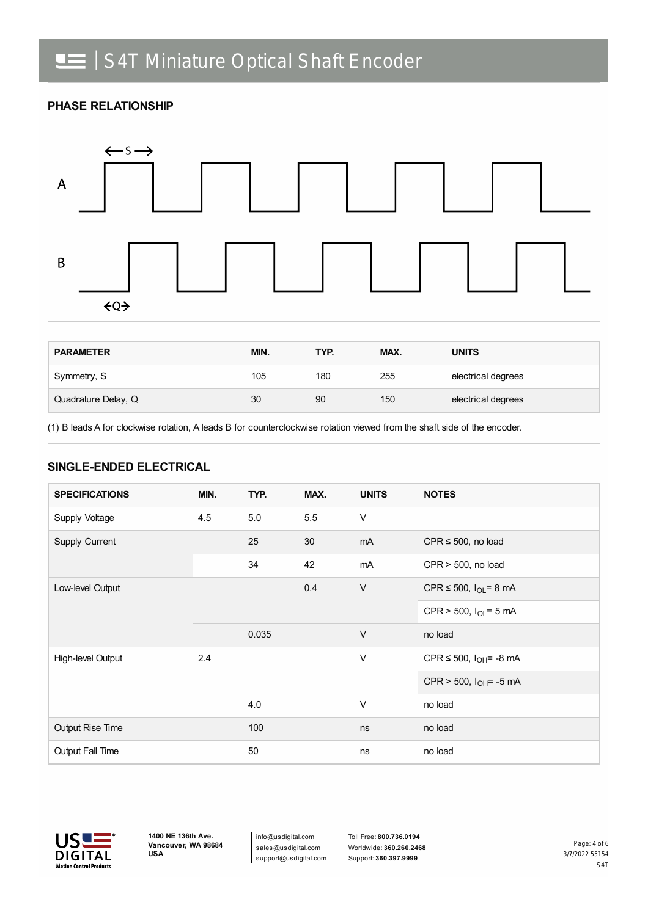## PHASE RELATIONSHIP

S

A

B

Q

| PARAMETER | MIN. | TYP. | MAX. | UNITS |
|---|---|---|---|---|
| Symmetry, S | 105 | 180 | 255 | electrical degrees |
| Quadrature Delay, Q | 30 | 90 | 150 | electrical degrees |

(1) B leads A for clockwise rotation, A leads B for counterclockwise rotation viewed from the shaft side of the encoder.

## SINGLE-ENDED ELECTRICAL

| SPECIFICATIONS | MIN. | TYP. | MAX. | UNITS | NOTES |
|---|---|---|---|---|---|
| Supply Voltage | 4.5 | 5.0 | 5.5 | V | |
| Supply Current | | 25 | 30 | mA | CPR ≤ 500, no load |
| | | 34 | 42 | mA | CPR > 500, no load |
| Low-level Output | | | 0.4 | V | CPR ≤ 500, $I_{OL}$= 8 mA |
| | | | | | CPR > 500, $I_{OL}$= 5 mA |
| | | 0.035 | | V | no load |
| High-level Output | 2.4 | | | V | CPR ≤ 500, $I_{OH}$= -8 mA |
| | | | | | CPR > 500, $I_{OH}$= -5 mA |
| | | 4.0 | | V | no load |
| Output Rise Time | | 100 | | ns | no load |
| Output Fall Time | | 50 | | ns | no load |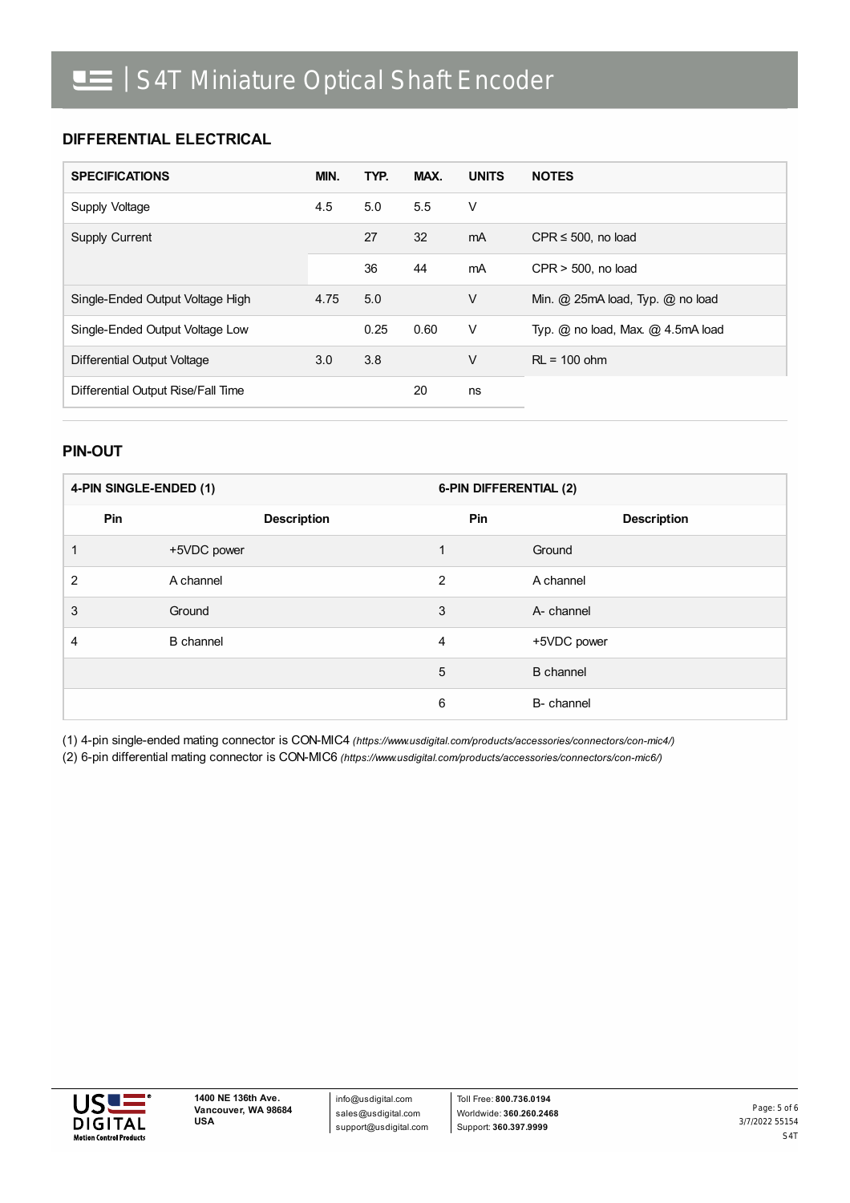## DIFFERENTIAL ELECTRICAL

| SPECIFICATIONS | MIN. | TYP. | MAX. | UNITS | NOTES |
|---|---|---|---|---|---|
| Supply Voltage | 4.5 | 5.0 | 5.5 | V | |
| Supply Current | | 27 | 32 | mA | CPR ≤ 500, no load |
| | | 36 | 44 | mA | CPR > 500, no load |
| Single-Ended Output Voltage High | 4.75 | 5.0 | | V | Min. @ 25mA load, Typ. @ no load |
| Single-Ended Output Voltage Low | | 0.25 | 0.60 | V | Typ. @ no load, Max. @ 4.5mA load |
| Differential Output Voltage | 3.0 | 3.8 | | V | RL = 100 ohm |
| Differential Output Rise/Fall Time | | | 20 | ns | |

## PIN-OUT

| 4-PIN SINGLE-ENDED (1) | | 6-PIN DIFFERENTIAL (2) | |
|---|---|---|---|
| **Pin** | **Description** | **Pin** | **Description** |
| 1 | +5VDC power | 1 | Ground |
| 2 | A channel | 2 | A channel |
| 3 | Ground | 3 | A- channel |
| 4 | B channel | 4 | +5VDC power |
| | | 5 | B channel |
| | | 6 | B- channel |

(1) 4-pin single-ended mating connector is CON-MIC4 *(https://www.usdigital.com/products/accessories/connectors/con-mic4/)*
(2) 6-pin differential mating connector is CON-MIC6 *(https://www.usdigital.com/products/accessories/connectors/con-mic6/)*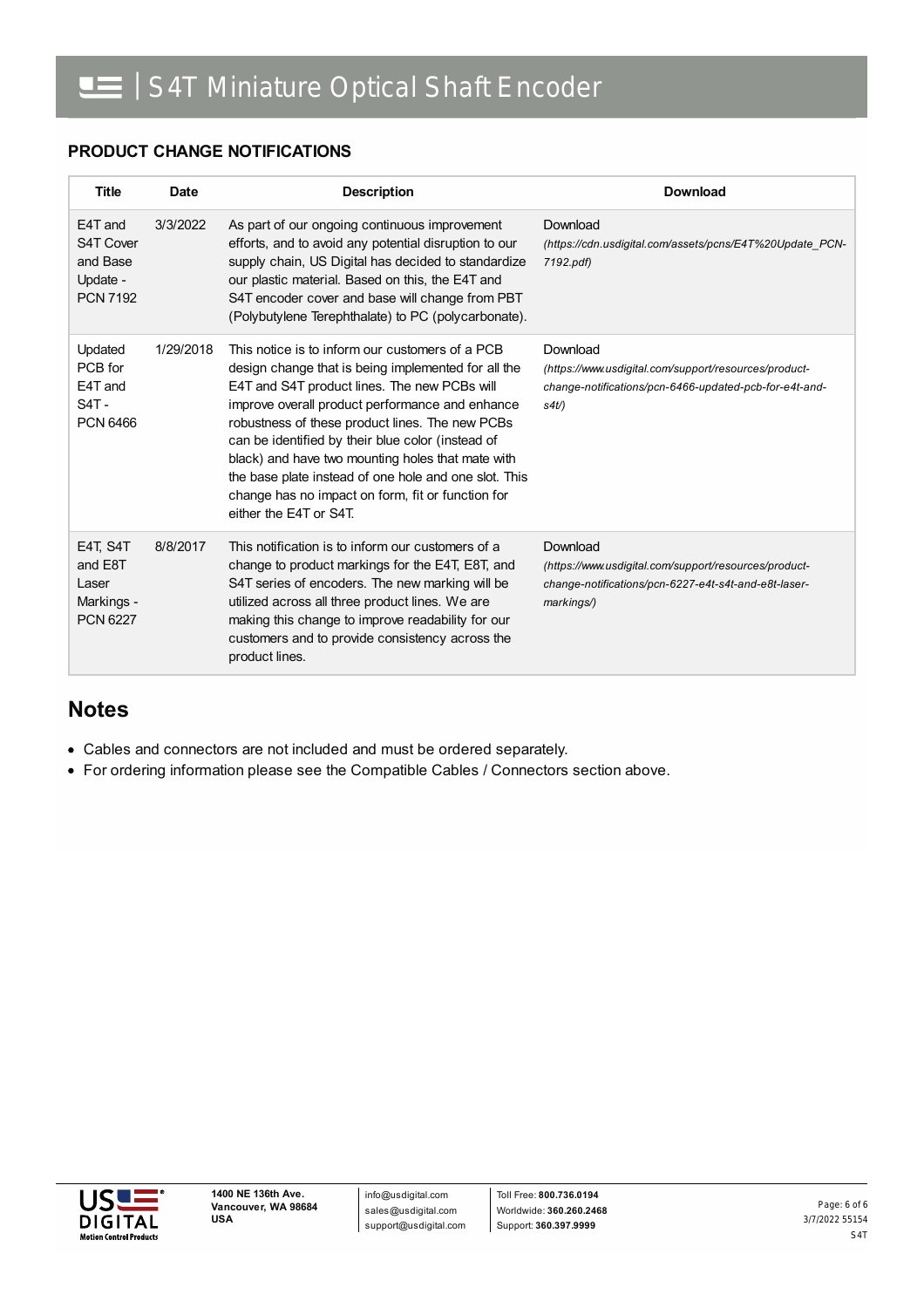## PRODUCT CHANGE NOTIFICATIONS

| Title | Date | Description | Download |
| --- | --- | --- | --- |
| E4T and S4T Cover and Base Update - PCN 7192 | 3/3/2022 | As part of our ongoing continuous improvement efforts, and to avoid any potential disruption to our supply chain, US Digital has decided to standardize our plastic material. Based on this, the E4T and S4T encoder cover and base will change from PBT (Polybutylene Terephthalate) to PC (polycarbonate). | Download *(https://cdn.usdigital.com/assets/pcns/E4T%20Update_PCN-7192.pdf)* |
| Updated PCB for E4T and S4T - PCN 6466 | 1/29/2018 | This notice is to inform our customers of a PCB design change that is being implemented for all the E4T and S4T product lines. The new PCBs will improve overall product performance and enhance robustness of these product lines. The new PCBs can be identified by their blue color (instead of black) and have two mounting holes that mate with the base plate instead of one hole and one slot. This change has no impact on form, fit or function for either the E4T or S4T. | Download *(https://www.usdigital.com/support/resources/product-change-notifications/pcn-6466-updated-pcb-for-e4t-and-s4t/)* |
| E4T, S4T and E8T Laser Markings - PCN 6227 | 8/8/2017 | This notification is to inform our customers of a change to product markings for the E4T, E8T, and S4T series of encoders. The new marking will be utilized across all three product lines. We are making this change to improve readability for our customers and to provide consistency across the product lines. | Download *(https://www.usdigital.com/support/resources/product-change-notifications/pcn-6227-e4t-s4t-and-e8t-laser-markings/)* |

## Notes

- Cables and connectors are not included and must be ordered separately.
- For ordering information please see the Compatible Cables / Connectors section above.

**1400 NE 136th Ave.**
**Vancouver, WA 98684**
**USA**

info@usdigital.com
sales@usdigital.com
support@usdigital.com

Toll Free: **800.736.0194**
Worldwide: **360.260.2468**
Support: **360.397.9999**